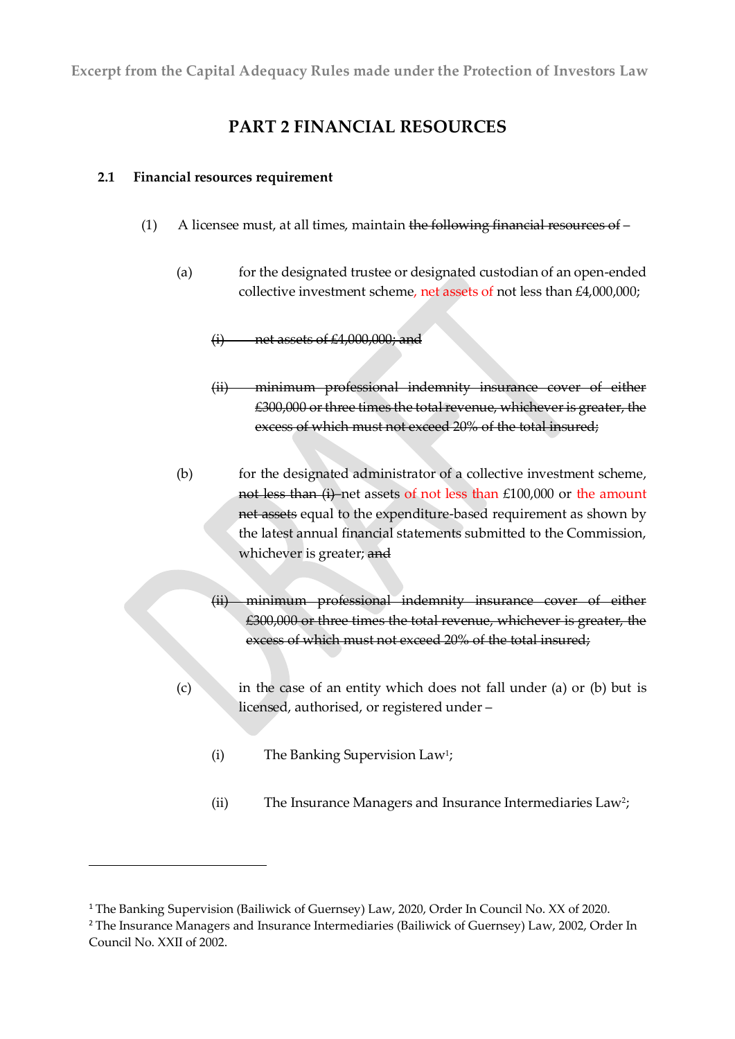Excerpt from the Capital Adequacy Rules made under the Protection of Investors Law

# PART 2 FINANCIAL RESOURCES

## 2.1 Financial resources requirement

(1) A licensee must, at all times, maintain ~~the following financial resources of~~ –

(a) for the designated trustee or designated custodian of an open-ended collective investment scheme, net assets of not less than £4,000,000;

~~(i) net assets of £4,000,000; and~~

~~(ii) minimum professional indemnity insurance cover of either £300,000 or three times the total revenue, whichever is greater, the excess of which must not exceed 20% of the total insured;~~

(b) for the designated administrator of a collective investment scheme, ~~not less than (i)~~ net assets of not less than £100,000 or the amount ~~net assets~~ equal to the expenditure-based requirement as shown by the latest annual financial statements submitted to the Commission, whichever is greater; ~~and~~

~~(ii) minimum professional indemnity insurance cover of either £300,000 or three times the total revenue, whichever is greater, the excess of which must not exceed 20% of the total insured;~~

(c) in the case of an entity which does not fall under (a) or (b) but is licensed, authorised, or registered under –

(i) The Banking Supervision Law[1];

(ii) The Insurance Managers and Insurance Intermediaries Law[2];

---

[1] The Banking Supervision (Bailiwick of Guernsey) Law, 2020, Order In Council No. XX of 2020.

[2] The Insurance Managers and Insurance Intermediaries (Bailiwick of Guernsey) Law, 2002, Order In Council No. XXII of 2002.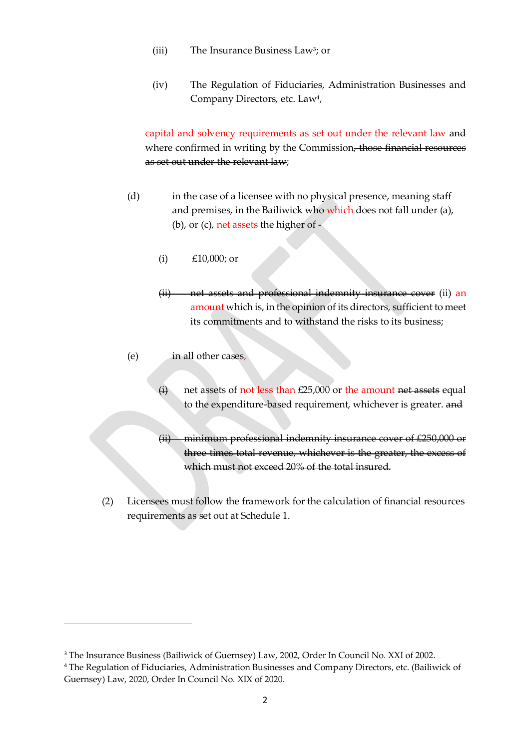(iii) The Insurance Business Law[3]; or

(iv) The Regulation of Fiduciaries, Administration Businesses and Company Directors, etc. Law[4],

capital and solvency requirements as set out under the relevant law ~~and~~ where confirmed in writing by the Commission~~, those financial resources as set out under the relevant law~~;

(d) in the case of a licensee with no physical presence, meaning staff and premises, in the Bailiwick ~~who~~ which does not fall under (a), (b), or (c), net assets the higher of -

(i) £10,000; or

~~(ii) net assets and professional indemnity insurance cover~~ (ii) an amount which is, in the opinion of its directors, sufficient to meet its commitments and to withstand the risks to its business;

(e) in all other cases,

~~(i)~~ net assets of not less than £25,000 or the amount ~~net assets~~ equal to the expenditure-based requirement, whichever is greater. ~~and~~

~~(ii) minimum professional indemnity insurance cover of £250,000 or three times total revenue, whichever is the greater, the excess of which must not exceed 20% of the total insured.~~

(2) Licensees must follow the framework for the calculation of financial resources requirements as set out at Schedule 1.

---

[3] The Insurance Business (Bailiwick of Guernsey) Law, 2002, Order In Council No. XXI of 2002.

[4] The Regulation of Fiduciaries, Administration Businesses and Company Directors, etc. (Bailiwick of Guernsey) Law, 2020, Order In Council No. XIX of 2020.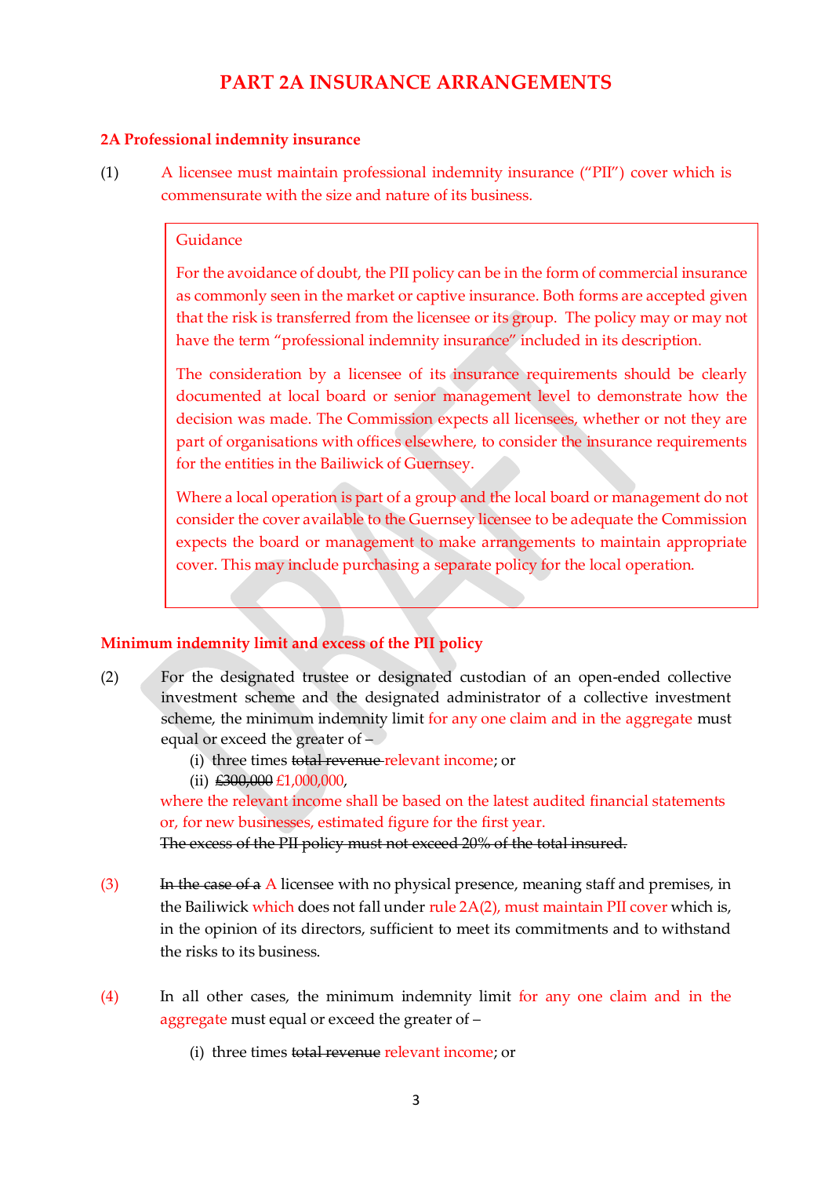# PART 2A INSURANCE ARRANGEMENTS

## 2A Professional indemnity insurance

(1) A licensee must maintain professional indemnity insurance ("PII") cover which is commensurate with the size and nature of its business.

> Guidance
>
> For the avoidance of doubt, the PII policy can be in the form of commercial insurance as commonly seen in the market or captive insurance. Both forms are accepted given that the risk is transferred from the licensee or its group. The policy may or may not have the term "professional indemnity insurance" included in its description.
>
> The consideration by a licensee of its insurance requirements should be clearly documented at local board or senior management level to demonstrate how the decision was made. The Commission expects all licensees, whether or not they are part of organisations with offices elsewhere, to consider the insurance requirements for the entities in the Bailiwick of Guernsey.
>
> Where a local operation is part of a group and the local board or management do not consider the cover available to the Guernsey licensee to be adequate the Commission expects the board or management to make arrangements to maintain appropriate cover. This may include purchasing a separate policy for the local operation.

## Minimum indemnity limit and excess of the PII policy

(2) For the designated trustee or designated custodian of an open-ended collective investment scheme and the designated administrator of a collective investment scheme, the minimum indemnity limit for any one claim and in the aggregate must equal or exceed the greater of –

(i) three times ~~total revenue~~ relevant income; or

(ii) ~~£300,000~~ £1,000,000,

where the relevant income shall be based on the latest audited financial statements or, for new businesses, estimated figure for the first year.

~~The excess of the PII policy must not exceed 20% of the total insured.~~

(3) ~~In the case of a~~ A licensee with no physical presence, meaning staff and premises, in the Bailiwick which does not fall under rule 2A(2), must maintain PII cover which is, in the opinion of its directors, sufficient to meet its commitments and to withstand the risks to its business.

(4) In all other cases, the minimum indemnity limit for any one claim and in the aggregate must equal or exceed the greater of –

(i) three times ~~total revenue~~ relevant income; or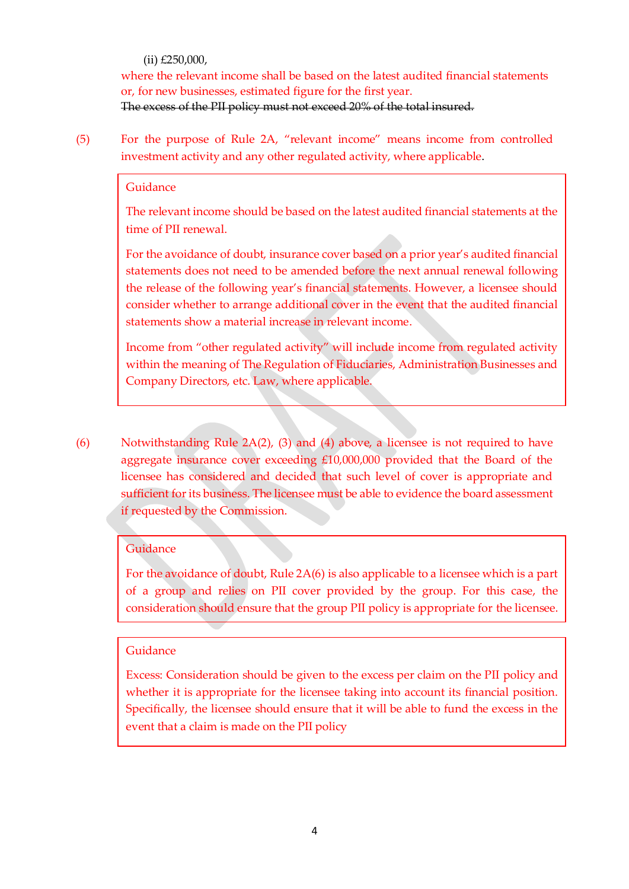(ii) £250,000,

where the relevant income shall be based on the latest audited financial statements or, for new businesses, estimated figure for the first year.

~~The excess of the PII policy must not exceed 20% of the total insured.~~

(5) For the purpose of Rule 2A, "relevant income" means income from controlled investment activity and any other regulated activity, where applicable.

> **Guidance**
>
> The relevant income should be based on the latest audited financial statements at the time of PII renewal.
>
> For the avoidance of doubt, insurance cover based on a prior year's audited financial statements does not need to be amended before the next annual renewal following the release of the following year's financial statements. However, a licensee should consider whether to arrange additional cover in the event that the audited financial statements show a material increase in relevant income.
>
> Income from "other regulated activity" will include income from regulated activity within the meaning of The Regulation of Fiduciaries, Administration Businesses and Company Directors, etc. Law, where applicable.

(6) Notwithstanding Rule 2A(2), (3) and (4) above, a licensee is not required to have aggregate insurance cover exceeding £10,000,000 provided that the Board of the licensee has considered and decided that such level of cover is appropriate and sufficient for its business. The licensee must be able to evidence the board assessment if requested by the Commission.

> **Guidance**
>
> For the avoidance of doubt, Rule 2A(6) is also applicable to a licensee which is a part of a group and relies on PII cover provided by the group. For this case, the consideration should ensure that the group PII policy is appropriate for the licensee.

> **Guidance**
>
> Excess: Consideration should be given to the excess per claim on the PII policy and whether it is appropriate for the licensee taking into account its financial position. Specifically, the licensee should ensure that it will be able to fund the excess in the event that a claim is made on the PII policy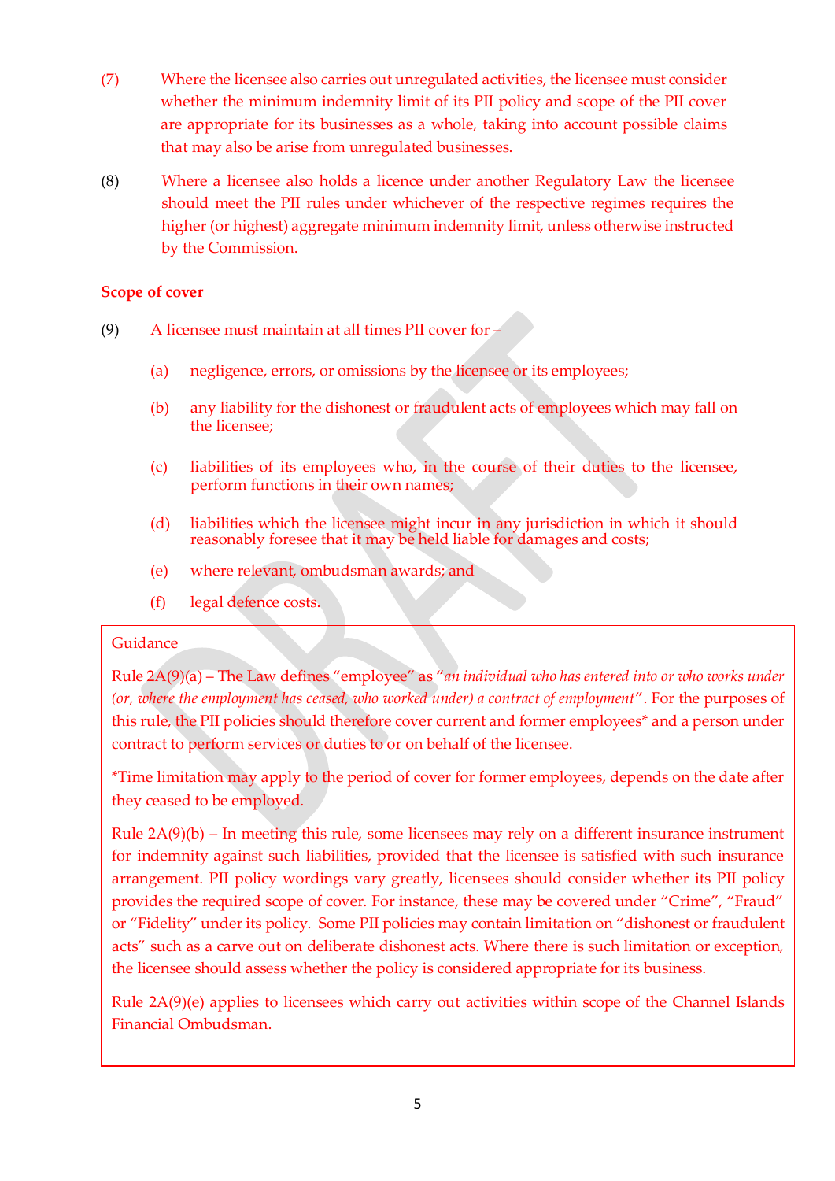(7) Where the licensee also carries out unregulated activities, the licensee must consider whether the minimum indemnity limit of its PII policy and scope of the PII cover are appropriate for its businesses as a whole, taking into account possible claims that may also be arise from unregulated businesses.

(8) Where a licensee also holds a licence under another Regulatory Law the licensee should meet the PII rules under whichever of the respective regimes requires the higher (or highest) aggregate minimum indemnity limit, unless otherwise instructed by the Commission.

**Scope of cover**

(9) A licensee must maintain at all times PII cover for –

(a) negligence, errors, or omissions by the licensee or its employees;

(b) any liability for the dishonest or fraudulent acts of employees which may fall on the licensee;

(c) liabilities of its employees who, in the course of their duties to the licensee, perform functions in their own names;

(d) liabilities which the licensee might incur in any jurisdiction in which it should reasonably foresee that it may be held liable for damages and costs;

(e) where relevant, ombudsman awards; and

(f) legal defence costs.

> Guidance
>
> Rule 2A(9)(a) – The Law defines "employee" as "*an individual who has entered into or who works under (or, where the employment has ceased, who worked under) a contract of employment*". For the purposes of this rule, the PII policies should therefore cover current and former employees* and a person under contract to perform services or duties to or on behalf of the licensee.
>
> *Time limitation may apply to the period of cover for former employees, depends on the date after they ceased to be employed.
>
> Rule 2A(9)(b) – In meeting this rule, some licensees may rely on a different insurance instrument for indemnity against such liabilities, provided that the licensee is satisfied with such insurance arrangement. PII policy wordings vary greatly, licensees should consider whether its PII policy provides the required scope of cover. For instance, these may be covered under "Crime", "Fraud" or "Fidelity" under its policy. Some PII policies may contain limitation on "dishonest or fraudulent acts" such as a carve out on deliberate dishonest acts. Where there is such limitation or exception, the licensee should assess whether the policy is considered appropriate for its business.
>
> Rule 2A(9)(e) applies to licensees which carry out activities within scope of the Channel Islands Financial Ombudsman.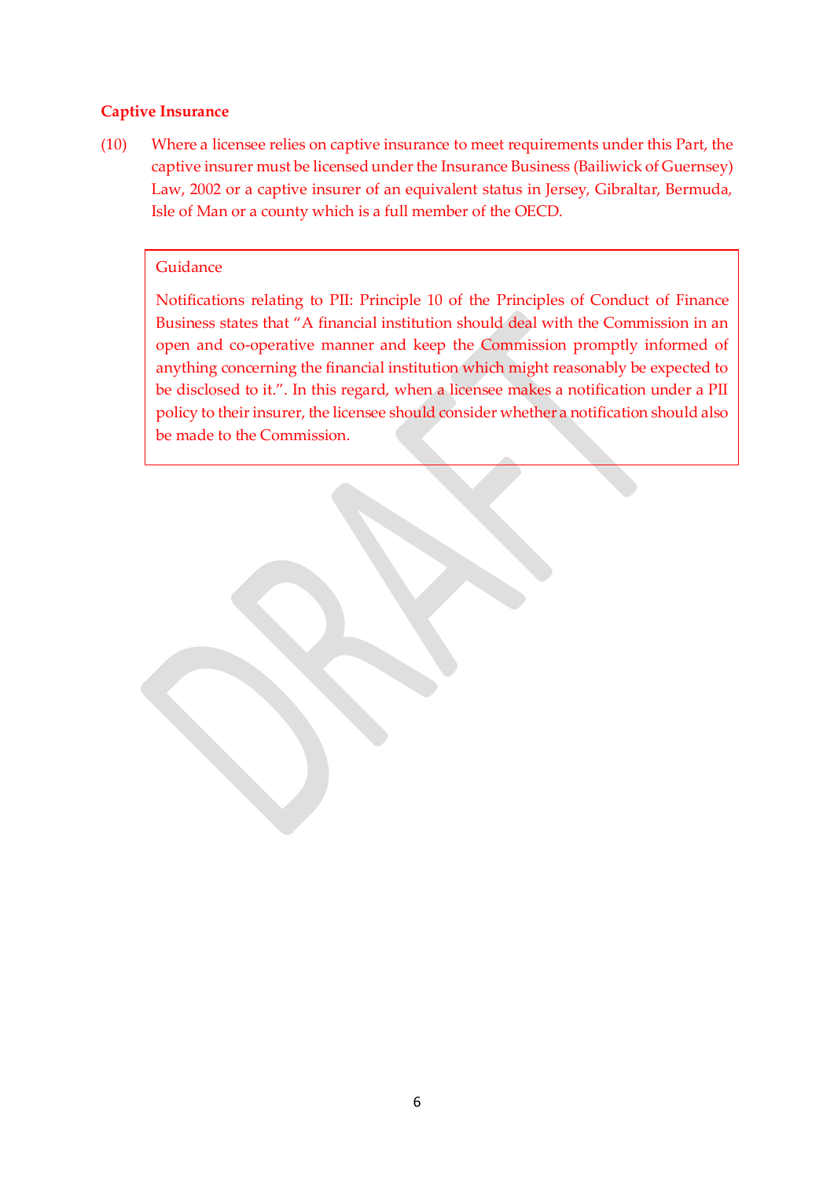**Captive Insurance**

(10) Where a licensee relies on captive insurance to meet requirements under this Part, the captive insurer must be licensed under the Insurance Business (Bailiwick of Guernsey) Law, 2002 or a captive insurer of an equivalent status in Jersey, Gibraltar, Bermuda, Isle of Man or a county which is a full member of the OECD.

> Guidance
>
> Notifications relating to PII: Principle 10 of the Principles of Conduct of Finance Business states that "A financial institution should deal with the Commission in an open and co-operative manner and keep the Commission promptly informed of anything concerning the financial institution which might reasonably be expected to be disclosed to it.". In this regard, when a licensee makes a notification under a PII policy to their insurer, the licensee should consider whether a notification should also be made to the Commission.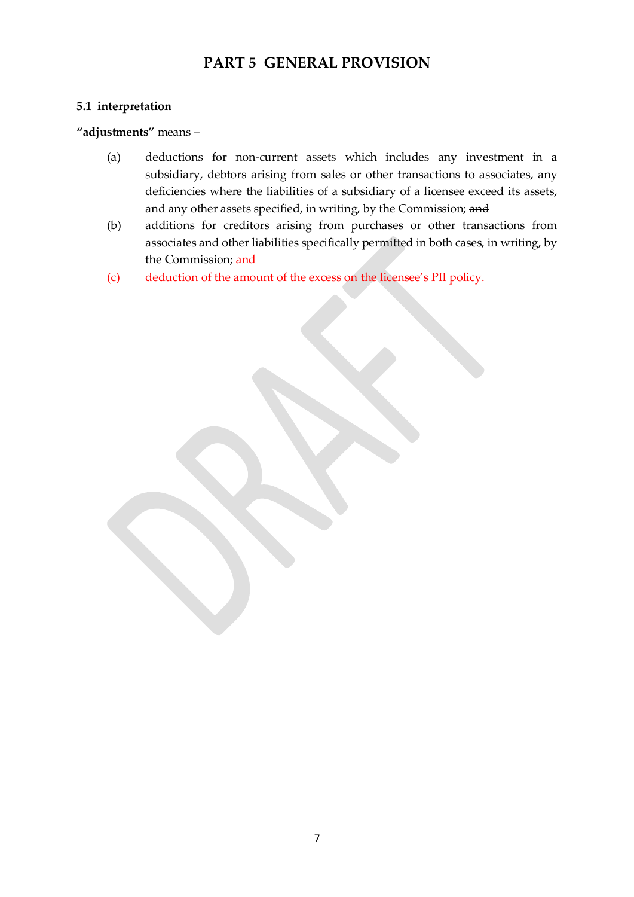## PART 5 GENERAL PROVISION

**5.1 interpretation**

**"adjustments"** means –

(a) deductions for non-current assets which includes any investment in a subsidiary, debtors arising from sales or other transactions to associates, any deficiencies where the liabilities of a subsidiary of a licensee exceed its assets, and any other assets specified, in writing, by the Commission; ~~and~~

(b) additions for creditors arising from purchases or other transactions from associates and other liabilities specifically permitted in both cases, in writing, by the Commission; and

(c) deduction of the amount of the excess on the licensee's PII policy.